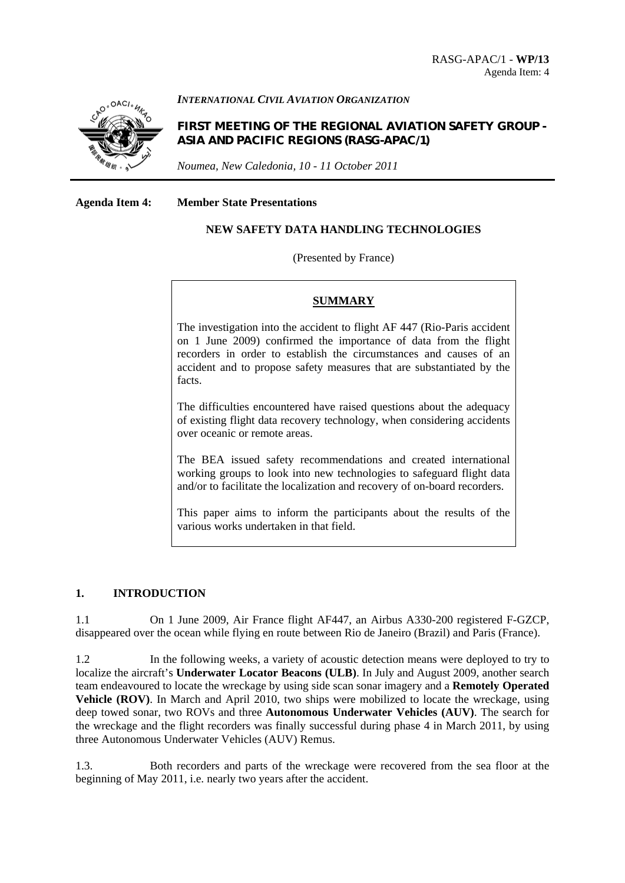RASG-APAC/1 - **WP/13**
Agenda Item: 4

*INTERNATIONAL CIVIL AVIATION ORGANIZATION*

**FIRST MEETING OF THE REGIONAL AVIATION SAFETY GROUP - ASIA AND PACIFIC REGIONS (RASG-APAC/1)**

*Noumea, New Caledonia, 10 - 11 October 2011*

**Agenda Item 4: Member State Presentations**

**NEW SAFETY DATA HANDLING TECHNOLOGIES**

(Presented by France)

**SUMMARY**

The investigation into the accident to flight AF 447 (Rio-Paris accident on 1 June 2009) confirmed the importance of data from the flight recorders in order to establish the circumstances and causes of an accident and to propose safety measures that are substantiated by the facts.

The difficulties encountered have raised questions about the adequacy of existing flight data recovery technology, when considering accidents over oceanic or remote areas.

The BEA issued safety recommendations and created international working groups to look into new technologies to safeguard flight data and/or to facilitate the localization and recovery of on-board recorders.

This paper aims to inform the participants about the results of the various works undertaken in that field.

## 1. INTRODUCTION

1.1 On 1 June 2009, Air France flight AF447, an Airbus A330-200 registered F-GZCP, disappeared over the ocean while flying en route between Rio de Janeiro (Brazil) and Paris (France).

1.2 In the following weeks, a variety of acoustic detection means were deployed to try to localize the aircraft's **Underwater Locator Beacons (ULB)**. In July and August 2009, another search team endeavoured to locate the wreckage by using side scan sonar imagery and a **Remotely Operated Vehicle (ROV)**. In March and April 2010, two ships were mobilized to locate the wreckage, using deep towed sonar, two ROVs and three **Autonomous Underwater Vehicles (AUV)**. The search for the wreckage and the flight recorders was finally successful during phase 4 in March 2011, by using three Autonomous Underwater Vehicles (AUV) Remus.

1.3. Both recorders and parts of the wreckage were recovered from the sea floor at the beginning of May 2011, i.e. nearly two years after the accident.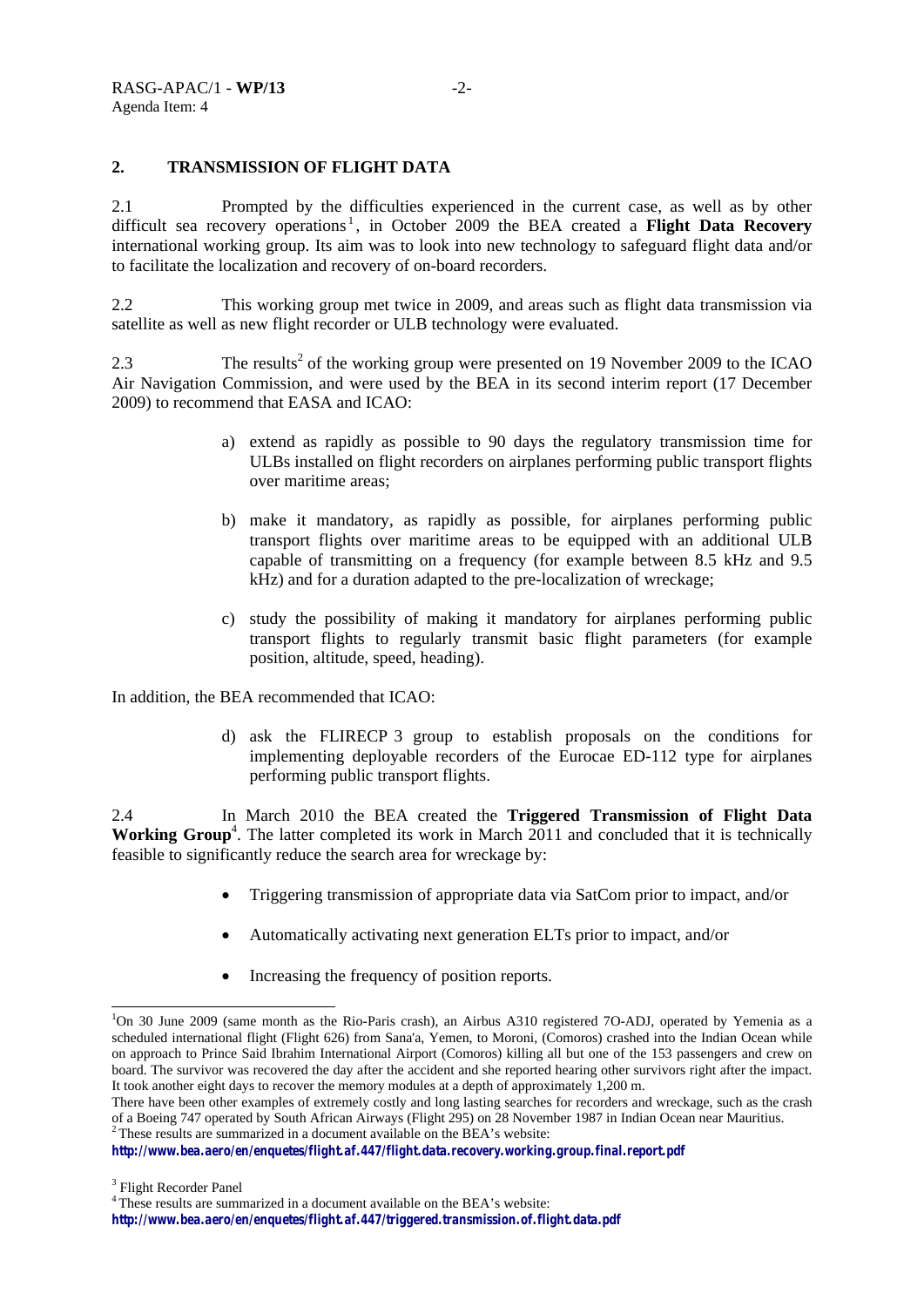## 2. TRANSMISSION OF FLIGHT DATA

2.1 Prompted by the difficulties experienced in the current case, as well as by other difficult sea recovery operations[1], in October 2009 the BEA created a **Flight Data Recovery** international working group. Its aim was to look into new technology to safeguard flight data and/or to facilitate the localization and recovery of on-board recorders.

2.2 This working group met twice in 2009, and areas such as flight data transmission via satellite as well as new flight recorder or ULB technology were evaluated.

2.3 The results[2] of the working group were presented on 19 November 2009 to the ICAO Air Navigation Commission, and were used by the BEA in its second interim report (17 December 2009) to recommend that EASA and ICAO:

a) extend as rapidly as possible to 90 days the regulatory transmission time for ULBs installed on flight recorders on airplanes performing public transport flights over maritime areas;

b) make it mandatory, as rapidly as possible, for airplanes performing public transport flights over maritime areas to be equipped with an additional ULB capable of transmitting on a frequency (for example between 8.5 kHz and 9.5 kHz) and for a duration adapted to the pre-localization of wreckage;

c) study the possibility of making it mandatory for airplanes performing public transport flights to regularly transmit basic flight parameters (for example position, altitude, speed, heading).

In addition, the BEA recommended that ICAO:

d) ask the FLIRECP 3 group to establish proposals on the conditions for implementing deployable recorders of the Eurocae ED-112 type for airplanes performing public transport flights.

2.4 In March 2010 the BEA created the **Triggered Transmission of Flight Data Working Group**[4]. The latter completed its work in March 2011 and concluded that it is technically feasible to significantly reduce the search area for wreckage by:

- Triggering transmission of appropriate data via SatCom prior to impact, and/or
- Automatically activating next generation ELTs prior to impact, and/or
- Increasing the frequency of position reports.

---

[1] On 30 June 2009 (same month as the Rio-Paris crash), an Airbus A310 registered 7O-ADJ, operated by Yemenia as a scheduled international flight (Flight 626) from Sana'a, Yemen, to Moroni, (Comoros) crashed into the Indian Ocean while on approach to Prince Said Ibrahim International Airport (Comoros) killing all but one of the 153 passengers and crew on board. The survivor was recovered the day after the accident and she reported hearing other survivors right after the impact. It took another eight days to recover the memory modules at a depth of approximately 1,200 m.

There have been other examples of extremely costly and long lasting searches for recorders and wreckage, such as the crash of a Boeing 747 operated by South African Airways (Flight 295) on 28 November 1987 in Indian Ocean near Mauritius.

[2] These results are summarized in a document available on the BEA's website:
**http://www.bea.aero/en/enquetes/flight.af.447/flight.data.recovery.working.group.final.report.pdf**

[3] Flight Recorder Panel

[4] These results are summarized in a document available on the BEA's website:
**http://www.bea.aero/en/enquetes/flight.af.447/triggered.transmission.of.flight.data.pdf**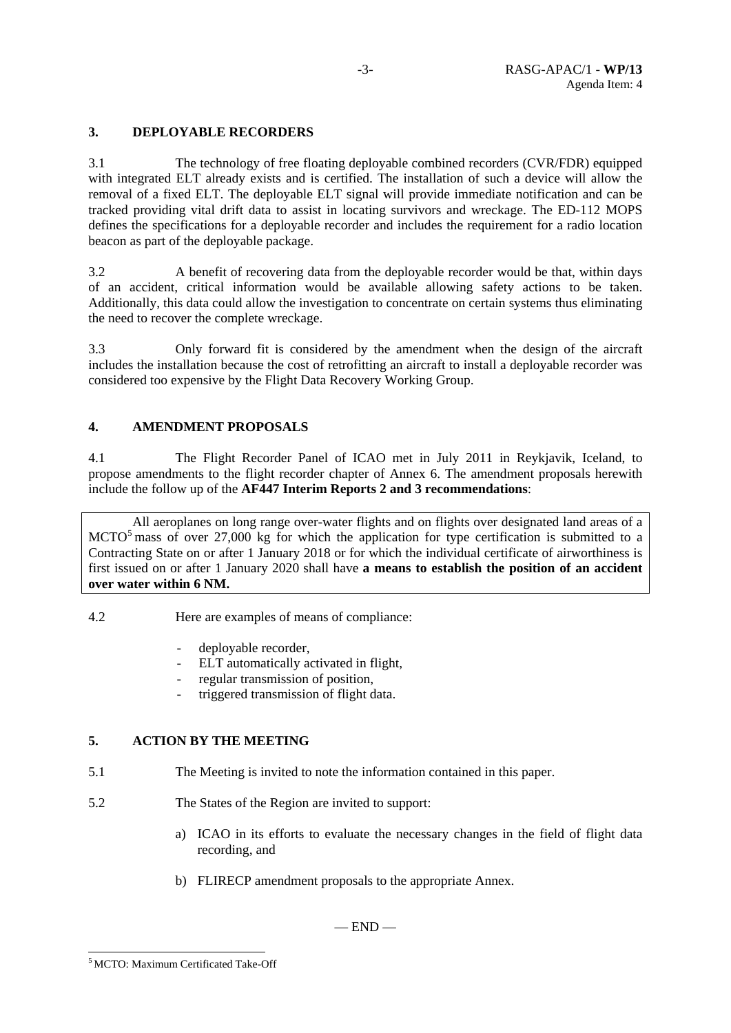## 3. DEPLOYABLE RECORDERS

3.1 The technology of free floating deployable combined recorders (CVR/FDR) equipped with integrated ELT already exists and is certified. The installation of such a device will allow the removal of a fixed ELT. The deployable ELT signal will provide immediate notification and can be tracked providing vital drift data to assist in locating survivors and wreckage. The ED-112 MOPS defines the specifications for a deployable recorder and includes the requirement for a radio location beacon as part of the deployable package.

3.2 A benefit of recovering data from the deployable recorder would be that, within days of an accident, critical information would be available allowing safety actions to be taken. Additionally, this data could allow the investigation to concentrate on certain systems thus eliminating the need to recover the complete wreckage.

3.3 Only forward fit is considered by the amendment when the design of the aircraft includes the installation because the cost of retrofitting an aircraft to install a deployable recorder was considered too expensive by the Flight Data Recovery Working Group.

## 4. AMENDMENT PROPOSALS

4.1 The Flight Recorder Panel of ICAO met in July 2011 in Reykjavik, Iceland, to propose amendments to the flight recorder chapter of Annex 6. The amendment proposals herewith include the follow up of the **AF447 Interim Reports 2 and 3 recommendations**:

> All aeroplanes on long range over-water flights and on flights over designated land areas of a MCTO[5] mass of over 27,000 kg for which the application for type certification is submitted to a Contracting State on or after 1 January 2018 or for which the individual certificate of airworthiness is first issued on or after 1 January 2020 shall have **a means to establish the position of an accident over water within 6 NM.**

4.2 Here are examples of means of compliance:

- deployable recorder,
- ELT automatically activated in flight,
- regular transmission of position,
- triggered transmission of flight data.

## 5. ACTION BY THE MEETING

5.1 The Meeting is invited to note the information contained in this paper.

5.2 The States of the Region are invited to support:

a) ICAO in its efforts to evaluate the necessary changes in the field of flight data recording, and

b) FLIRECP amendment proposals to the appropriate Annex.

— END —

[5] MCTO: Maximum Certificated Take-Off